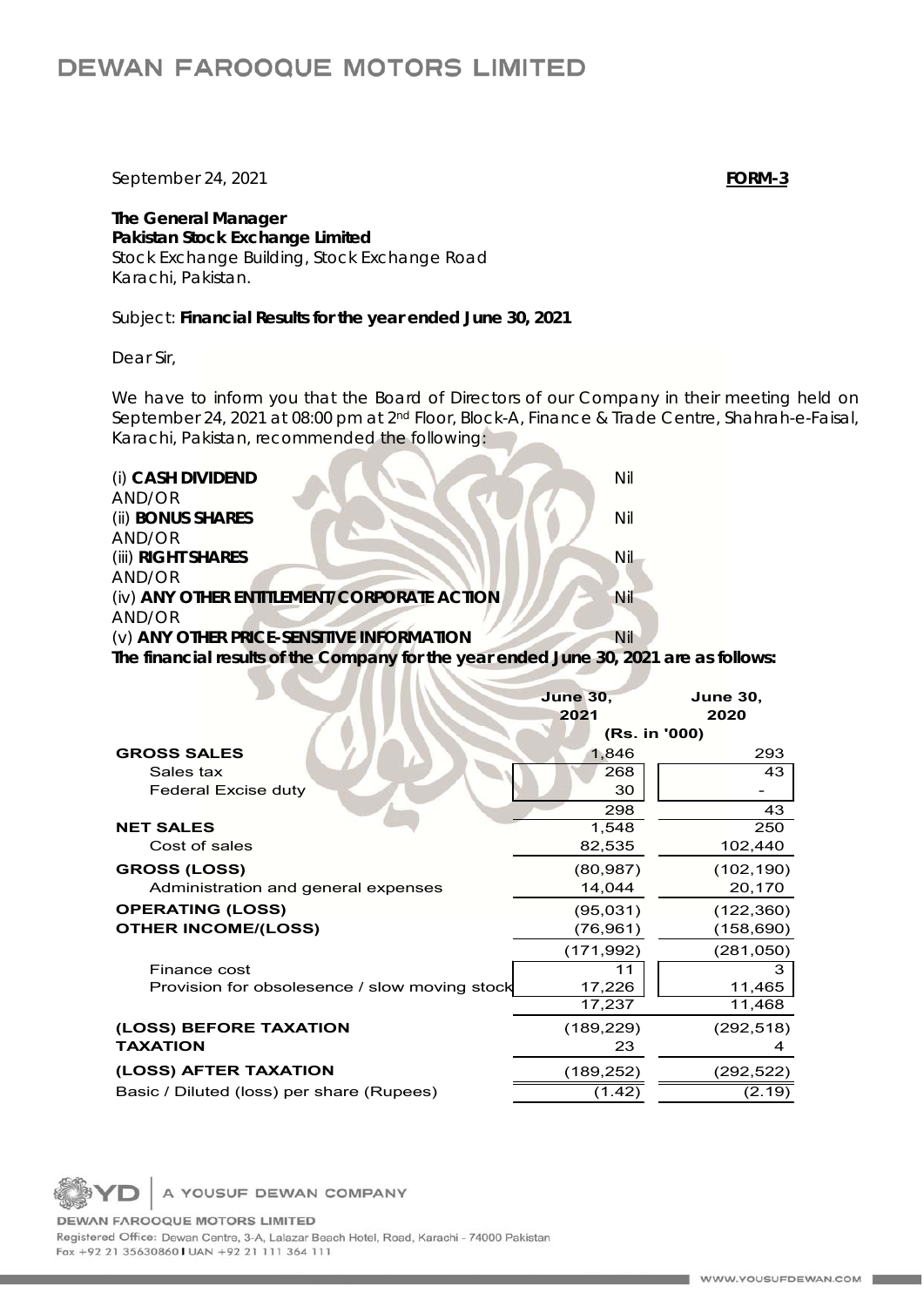# DEWAN FAROOQUE MOTORS LIMITED

September 24, 2021 **FORM-3**

**The General Manager**
**Pakistan Stock Exchange Limited**
Stock Exchange Building, Stock Exchange Road
Karachi, Pakistan.

Subject: **Financial Results for the year ended June 30, 2021**

Dear Sir,

We have to inform you that the Board of Directors of our Company in their meeting held on September 24, 2021 at 08:00 pm at 2nd Floor, Block-A, Finance & Trade Centre, Shahrah-e-Faisal, Karachi, Pakistan, recommended the following:

(i) **CASH DIVIDEND** Nil
AND/OR
(ii) **BONUS SHARES** Nil
AND/OR
(iii) **RIGHT SHARES** Nil
AND/OR
(iv) **ANY OTHER ENTITLEMENT/CORPORATE ACTION** Nil
AND/OR
(v) **ANY OTHER PRICE-SENSITIVE INFORMATION** Nil

**The financial results of the Company for the year ended June 30, 2021 are as follows:**

| | June 30, 2021 | June 30, 2020 |
|---|---|---|
| | (Rs. in '000) | |
| **GROSS SALES** | 1,846 | 293 |
| Sales tax | 268 | 43 |
| Federal Excise duty | 30 | - |
| | 298 | 43 |
| **NET SALES** | 1,548 | 250 |
| Cost of sales | 82,535 | 102,440 |
| **GROSS (LOSS)** | (80,987) | (102,190) |
| Administration and general expenses | 14,044 | 20,170 |
| **OPERATING (LOSS)** | (95,031) | (122,360) |
| **OTHER INCOME/(LOSS)** | (76,961) | (158,690) |
| | (171,992) | (281,050) |
| Finance cost | 11 | 3 |
| Provision for obsolesence / slow moving stock | 17,226 | 11,465 |
| | 17,237 | 11,468 |
| **(LOSS) BEFORE TAXATION** | (189,229) | (292,518) |
| **TAXATION** | 23 | 4 |
| **(LOSS) AFTER TAXATION** | (189,252) | (292,522) |
| Basic / Diluted (loss) per share (Rupees) | (1.42) | (2.19) |

YD | A YOUSUF DEWAN COMPANY

DEWAN FAROOQUE MOTORS LIMITED
Registered Office: Dewan Centre, 3-A, Lalazar Beach Hotel, Road, Karachi - 74000 Pakistan
Fax +92 21 35630860 | UAN +92 21 111 364 111

WWW.YOUSUFDEWAN.COM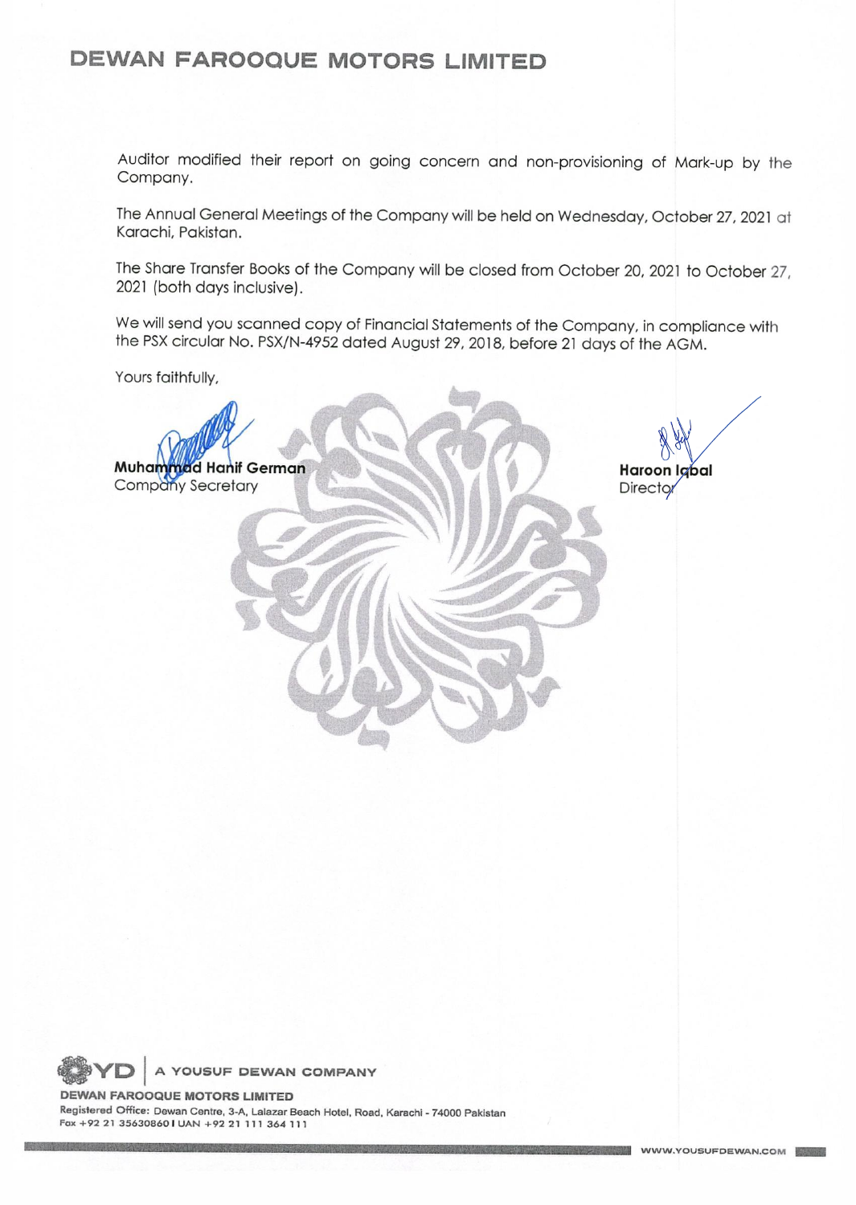# DEWAN FAROOQUE MOTORS LIMITED

Auditor modified their report on going concern and non-provisioning of Mark-up by the Company.

The Annual General Meetings of the Company will be held on Wednesday, October 27, 2021 at Karachi, Pakistan.

The Share Transfer Books of the Company will be closed from October 20, 2021 to October 27, 2021 (both days inclusive).

We will send you scanned copy of Financial Statements of the Company, in compliance with the PSX circular No. PSX/N-4952 dated August 29, 2018, before 21 days of the AGM.

Yours faithfully,

**Muhammad Hanif German**
Company Secretary

**Haroon Iqbal**
Director

YD | A YOUSUF DEWAN COMPANY

**DEWAN FAROOQUE MOTORS LIMITED**
**Registered Office:** Dewan Centre, 3-A, Lalazar Beach Hotel, Road, Karachi - 74000 Pakistan
Fax +92 21 35630860 I UAN +92 21 111 364 111

WWW.YOUSUFDEWAN.COM